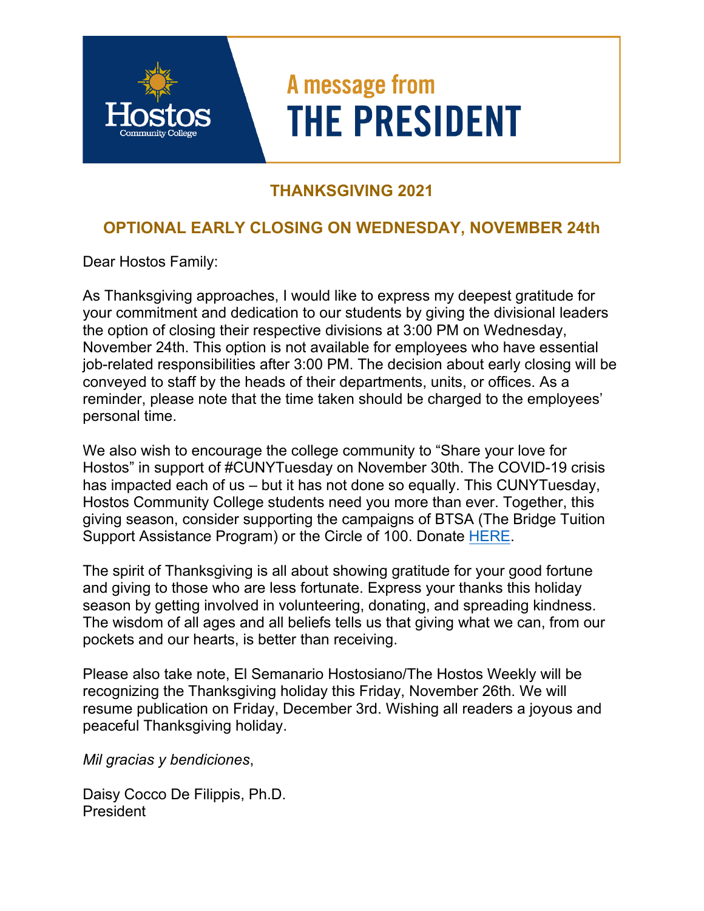# A message from THE PRESIDENT

## THANKSGIVING 2021

## OPTIONAL EARLY CLOSING ON WEDNESDAY, NOVEMBER 24th

Dear Hostos Family:

As Thanksgiving approaches, I would like to express my deepest gratitude for your commitment and dedication to our students by giving the divisional leaders the option of closing their respective divisions at 3:00 PM on Wednesday, November 24th. This option is not available for employees who have essential job-related responsibilities after 3:00 PM. The decision about early closing will be conveyed to staff by the heads of their departments, units, or offices. As a reminder, please note that the time taken should be charged to the employees' personal time.

We also wish to encourage the college community to "Share your love for Hostos" in support of #CUNYTuesday on November 30th. The COVID-19 crisis has impacted each of us – but it has not done so equally. This CUNYTuesday, Hostos Community College students need you more than ever. Together, this giving season, consider supporting the campaigns of BTSA (The Bridge Tuition Support Assistance Program) or the Circle of 100. Donate HERE.

The spirit of Thanksgiving is all about showing gratitude for your good fortune and giving to those who are less fortunate. Express your thanks this holiday season by getting involved in volunteering, donating, and spreading kindness. The wisdom of all ages and all beliefs tells us that giving what we can, from our pockets and our hearts, is better than receiving.

Please also take note, El Semanario Hostosiano/The Hostos Weekly will be recognizing the Thanksgiving holiday this Friday, November 26th. We will resume publication on Friday, December 3rd. Wishing all readers a joyous and peaceful Thanksgiving holiday.

*Mil gracias y bendiciones*,

Daisy Cocco De Filippis, Ph.D.
President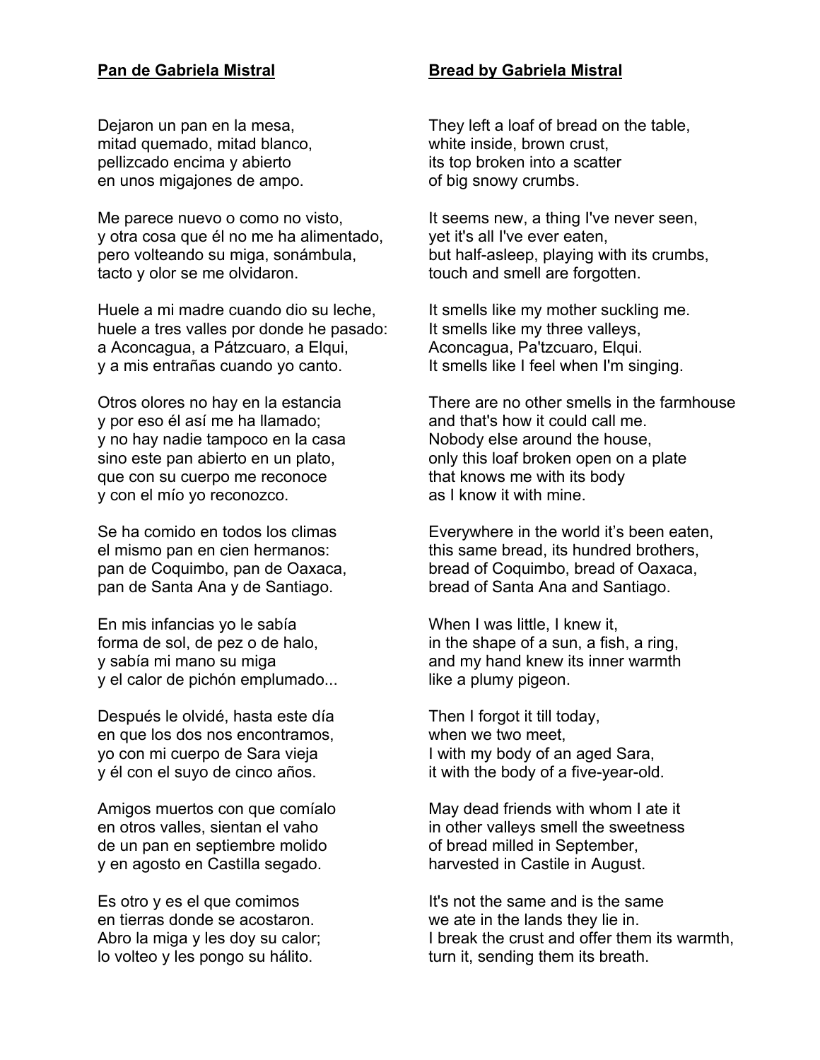**Pan de Gabriela Mistral**

Dejaron un pan en la mesa,
mitad quemado, mitad blanco,
pellizcado encima y abierto
en unos migajones de ampo.

Me parece nuevo o como no visto,
y otra cosa que él no me ha alimentado,
pero volteando su miga, sonámbula,
tacto y olor se me olvidaron.

Huele a mi madre cuando dio su leche,
huele a tres valles por donde he pasado:
a Aconcagua, a Pátzcuaro, a Elqui,
y a mis entrañas cuando yo canto.

Otros olores no hay en la estancia
y por eso él así me ha llamado;
y no hay nadie tampoco en la casa
sino este pan abierto en un plato,
que con su cuerpo me reconoce
y con el mío yo reconozco.

Se ha comido en todos los climas
el mismo pan en cien hermanos:
pan de Coquimbo, pan de Oaxaca,
pan de Santa Ana y de Santiago.

En mis infancias yo le sabía
forma de sol, de pez o de halo,
y sabía mi mano su miga
y el calor de pichón emplumado...

Después le olvidé, hasta este día
en que los dos nos encontramos,
yo con mi cuerpo de Sara vieja
y él con el suyo de cinco años.

Amigos muertos con que comíalo
en otros valles, sientan el vaho
de un pan en septiembre molido
y en agosto en Castilla segado.

Es otro y es el que comimos
en tierras donde se acostaron.
Abro la miga y les doy su calor;
lo volteo y les pongo su hálito.

**Bread by Gabriela Mistral**

They left a loaf of bread on the table,
white inside, brown crust,
its top broken into a scatter
of big snowy crumbs.

It seems new, a thing I've never seen,
yet it's all I've ever eaten,
but half-asleep, playing with its crumbs,
touch and smell are forgotten.

It smells like my mother suckling me.
It smells like my three valleys,
Aconcagua, Pa'tzcuaro, Elqui.
It smells like I feel when I'm singing.

There are no other smells in the farmhouse
and that's how it could call me.
Nobody else around the house,
only this loaf broken open on a plate
that knows me with its body
as I know it with mine.

Everywhere in the world it's been eaten,
this same bread, its hundred brothers,
bread of Coquimbo, bread of Oaxaca,
bread of Santa Ana and Santiago.

When I was little, I knew it,
in the shape of a sun, a fish, a ring,
and my hand knew its inner warmth
like a plumy pigeon.

Then I forgot it till today,
when we two meet,
I with my body of an aged Sara,
it with the body of a five-year-old.

May dead friends with whom I ate it
in other valleys smell the sweetness
of bread milled in September,
harvested in Castile in August.

It's not the same and is the same
we ate in the lands they lie in.
I break the crust and offer them its warmth,
turn it, sending them its breath.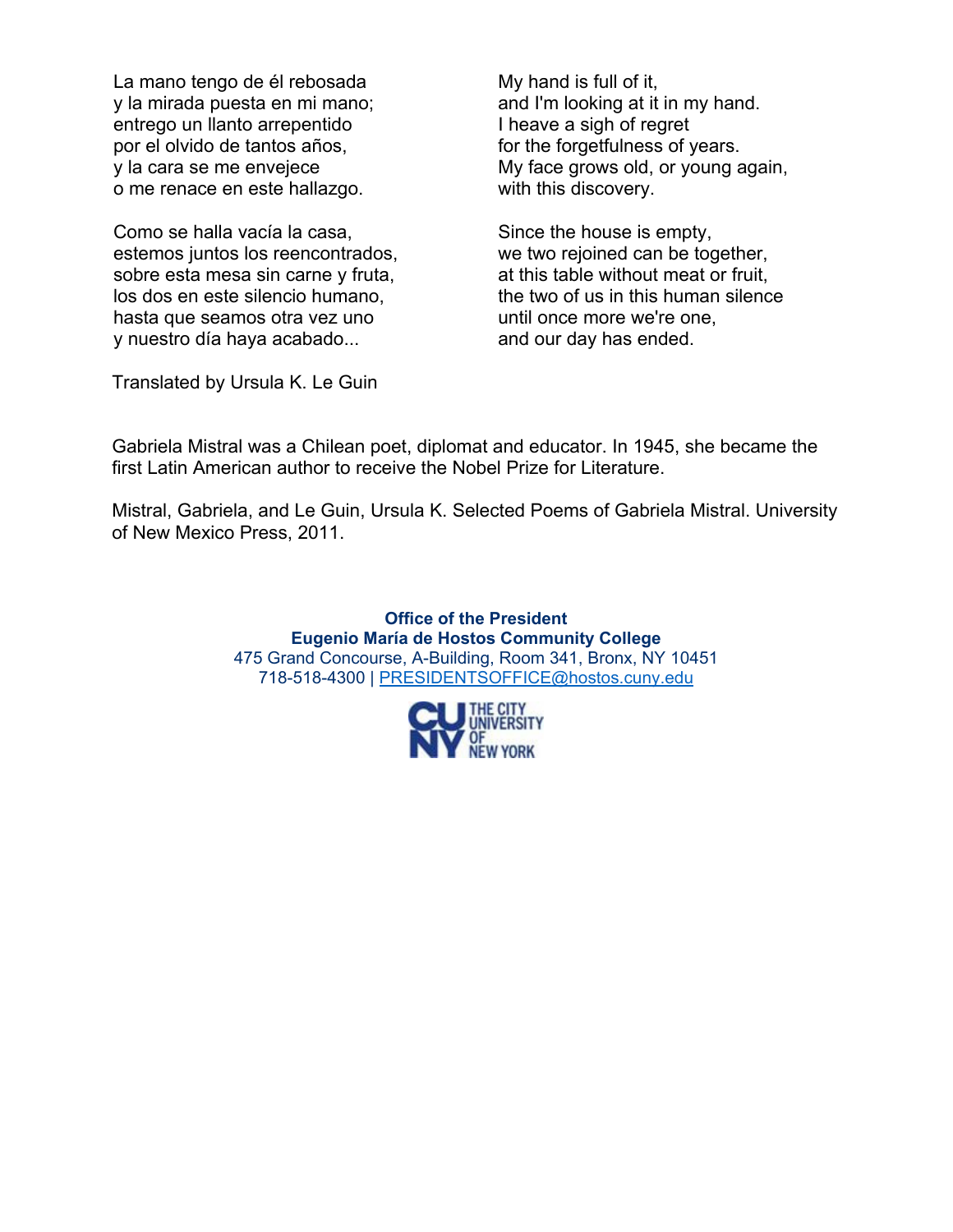La mano tengo de él rebosada
y la mirada puesta en mi mano;
entrego un llanto arrepentido
por el olvido de tantos años,
y la cara se me envejece
o me renace en este hallazgo.

Como se halla vacía la casa,
estemos juntos los reencontrados,
sobre esta mesa sin carne y fruta,
los dos en este silencio humano,
hasta que seamos otra vez uno
y nuestro día haya acabado...

My hand is full of it,
and I'm looking at it in my hand.
I heave a sigh of regret
for the forgetfulness of years.
My face grows old, or young again,
with this discovery.

Since the house is empty,
we two rejoined can be together,
at this table without meat or fruit,
the two of us in this human silence
until once more we're one,
and our day has ended.

Translated by Ursula K. Le Guin

Gabriela Mistral was a Chilean poet, diplomat and educator. In 1945, she became the first Latin American author to receive the Nobel Prize for Literature.

Mistral, Gabriela, and Le Guin, Ursula K. Selected Poems of Gabriela Mistral. University of New Mexico Press, 2011.

**Office of the President**
**Eugenio María de Hostos Community College**
475 Grand Concourse, A-Building, Room 341, Bronx, NY 10451
718-518-4300 | PRESIDENTSOFFICE@hostos.cuny.edu

CUNY THE CITY UNIVERSITY OF NEW YORK